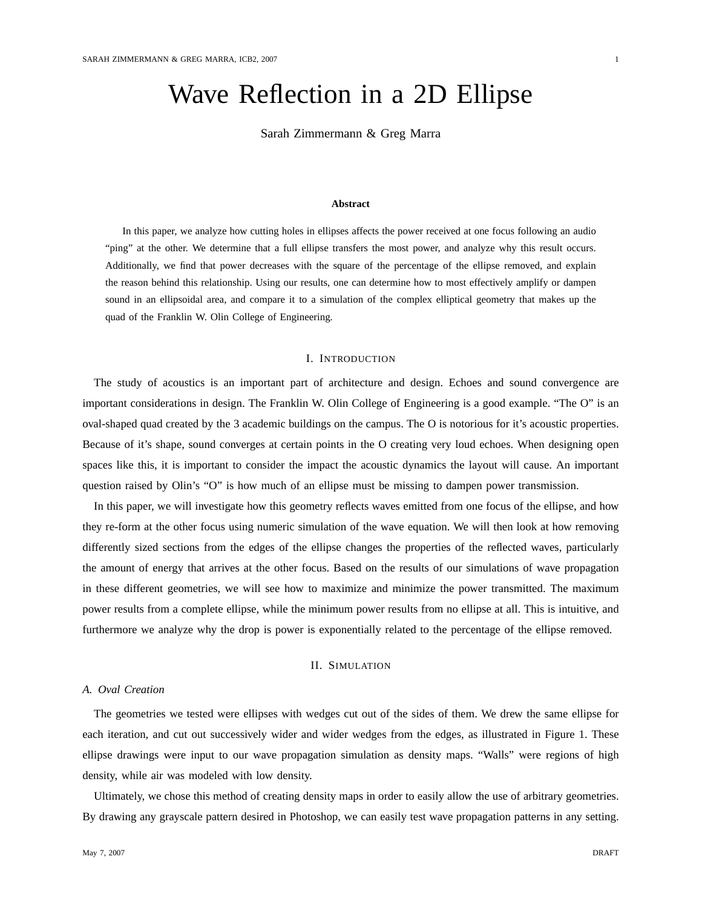# Wave Reflection in a 2D Ellipse

Sarah Zimmermann & Greg Marra

**Abstract**

In this paper, we analyze how cutting holes in ellipses affects the power received at one focus following an audio "ping" at the other. We determine that a full ellipse transfers the most power, and analyze why this result occurs. Additionally, we find that power decreases with the square of the percentage of the ellipse removed, and explain the reason behind this relationship. Using our results, one can determine how to most effectively amplify or dampen sound in an ellipsoidal area, and compare it to a simulation of the complex elliptical geometry that makes up the quad of the Franklin W. Olin College of Engineering.

## I. Introduction

The study of acoustics is an important part of architecture and design. Echoes and sound convergence are important considerations in design. The Franklin W. Olin College of Engineering is a good example. "The O" is an oval-shaped quad created by the 3 academic buildings on the campus. The O is notorious for it's acoustic properties. Because of it's shape, sound converges at certain points in the O creating very loud echoes. When designing open spaces like this, it is important to consider the impact the acoustic dynamics the layout will cause. An important question raised by Olin's "O" is how much of an ellipse must be missing to dampen power transmission.

In this paper, we will investigate how this geometry reflects waves emitted from one focus of the ellipse, and how they re-form at the other focus using numeric simulation of the wave equation. We will then look at how removing differently sized sections from the edges of the ellipse changes the properties of the reflected waves, particularly the amount of energy that arrives at the other focus. Based on the results of our simulations of wave propagation in these different geometries, we will see how to maximize and minimize the power transmitted. The maximum power results from a complete ellipse, while the minimum power results from no ellipse at all. This is intuitive, and furthermore we analyze why the drop is power is exponentially related to the percentage of the ellipse removed.

## II. Simulation

### A. Oval Creation

The geometries we tested were ellipses with wedges cut out of the sides of them. We drew the same ellipse for each iteration, and cut out successively wider and wider wedges from the edges, as illustrated in Figure 1. These ellipse drawings were input to our wave propagation simulation as density maps. "Walls" were regions of high density, while air was modeled with low density.

Ultimately, we chose this method of creating density maps in order to easily allow the use of arbitrary geometries. By drawing any grayscale pattern desired in Photoshop, we can easily test wave propagation patterns in any setting.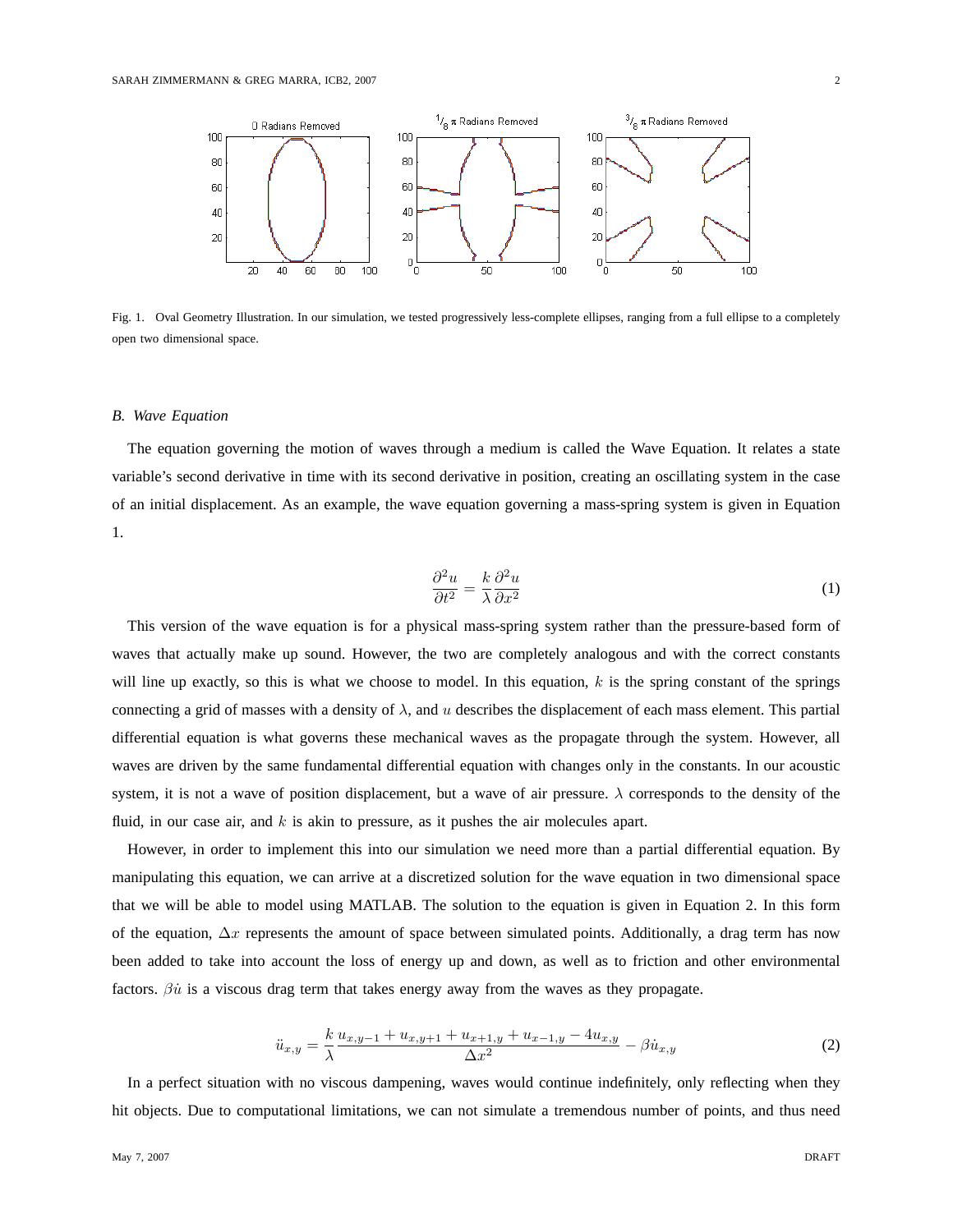Fig. 1. Oval Geometry Illustration. In our simulation, we tested progressively less-complete ellipses, ranging from a full ellipse to a completely open two dimensional space.

### B. *Wave Equation*

The equation governing the motion of waves through a medium is called the Wave Equation. It relates a state variable's second derivative in time with its second derivative in position, creating an oscillating system in the case of an initial displacement. As an example, the wave equation governing a mass-spring system is given in Equation 1.

$$\frac{\partial^2 u}{\partial t^2} = \frac{k}{\lambda} \frac{\partial^2 u}{\partial x^2} \tag{1}$$

This version of the wave equation is for a physical mass-spring system rather than the pressure-based form of waves that actually make up sound. However, the two are completely analogous and with the correct constants will line up exactly, so this is what we choose to model. In this equation, $k$ is the spring constant of the springs connecting a grid of masses with a density of $\lambda$, and $u$ describes the displacement of each mass element. This partial differential equation is what governs these mechanical waves as the propagate through the system. However, all waves are driven by the same fundamental differential equation with changes only in the constants. In our acoustic system, it is not a wave of position displacement, but a wave of air pressure. $\lambda$ corresponds to the density of the fluid, in our case air, and $k$ is akin to pressure, as it pushes the air molecules apart.

However, in order to implement this into our simulation we need more than a partial differential equation. By manipulating this equation, we can arrive at a discretized solution for the wave equation in two dimensional space that we will be able to model using MATLAB. The solution to the equation is given in Equation 2. In this form of the equation, $\Delta x$ represents the amount of space between simulated points. Additionally, a drag term has now been added to take into account the loss of energy up and down, as well as to friction and other environmental factors. $\beta \dot{u}$ is a viscous drag term that takes energy away from the waves as they propagate.

$$\ddot{u}_{x,y} = \frac{k}{\lambda} \frac{u_{x,y-1} + u_{x,y+1} + u_{x+1,y} + u_{x-1,y} - 4u_{x,y}}{\Delta x^2} - \beta \dot{u}_{x,y} \tag{2}$$

In a perfect situation with no viscous dampening, waves would continue indefinitely, only reflecting when they hit objects. Due to computational limitations, we can not simulate a tremendous number of points, and thus need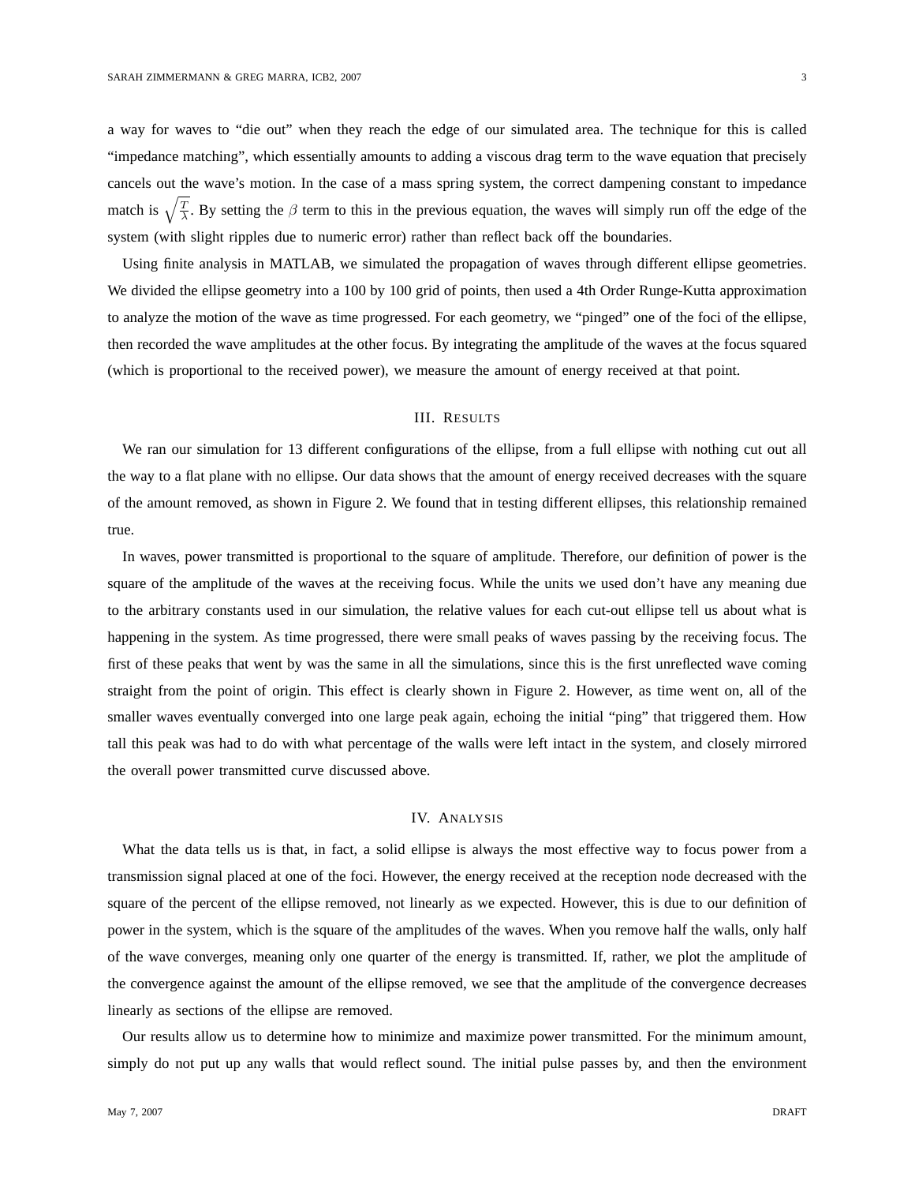a way for waves to "die out" when they reach the edge of our simulated area. The technique for this is called "impedance matching", which essentially amounts to adding a viscous drag term to the wave equation that precisely cancels out the wave's motion. In the case of a mass spring system, the correct dampening constant to impedance match is $\sqrt{\frac{T}{\lambda}}$. By setting the $\beta$ term to this in the previous equation, the waves will simply run off the edge of the system (with slight ripples due to numeric error) rather than reflect back off the boundaries.

Using finite analysis in MATLAB, we simulated the propagation of waves through different ellipse geometries. We divided the ellipse geometry into a 100 by 100 grid of points, then used a 4th Order Runge-Kutta approximation to analyze the motion of the wave as time progressed. For each geometry, we "pinged" one of the foci of the ellipse, then recorded the wave amplitudes at the other focus. By integrating the amplitude of the waves at the focus squared (which is proportional to the received power), we measure the amount of energy received at that point.

## III. Results

We ran our simulation for 13 different configurations of the ellipse, from a full ellipse with nothing cut out all the way to a flat plane with no ellipse. Our data shows that the amount of energy received decreases with the square of the amount removed, as shown in Figure 2. We found that in testing different ellipses, this relationship remained true.

In waves, power transmitted is proportional to the square of amplitude. Therefore, our definition of power is the square of the amplitude of the waves at the receiving focus. While the units we used don't have any meaning due to the arbitrary constants used in our simulation, the relative values for each cut-out ellipse tell us about what is happening in the system. As time progressed, there were small peaks of waves passing by the receiving focus. The first of these peaks that went by was the same in all the simulations, since this is the first unreflected wave coming straight from the point of origin. This effect is clearly shown in Figure 2. However, as time went on, all of the smaller waves eventually converged into one large peak again, echoing the initial "ping" that triggered them. How tall this peak was had to do with what percentage of the walls were left intact in the system, and closely mirrored the overall power transmitted curve discussed above.

## IV. Analysis

What the data tells us is that, in fact, a solid ellipse is always the most effective way to focus power from a transmission signal placed at one of the foci. However, the energy received at the reception node decreased with the square of the percent of the ellipse removed, not linearly as we expected. However, this is due to our definition of power in the system, which is the square of the amplitudes of the waves. When you remove half the walls, only half of the wave converges, meaning only one quarter of the energy is transmitted. If, rather, we plot the amplitude of the convergence against the amount of the ellipse removed, we see that the amplitude of the convergence decreases linearly as sections of the ellipse are removed.

Our results allow us to determine how to minimize and maximize power transmitted. For the minimum amount, simply do not put up any walls that would reflect sound. The initial pulse passes by, and then the environment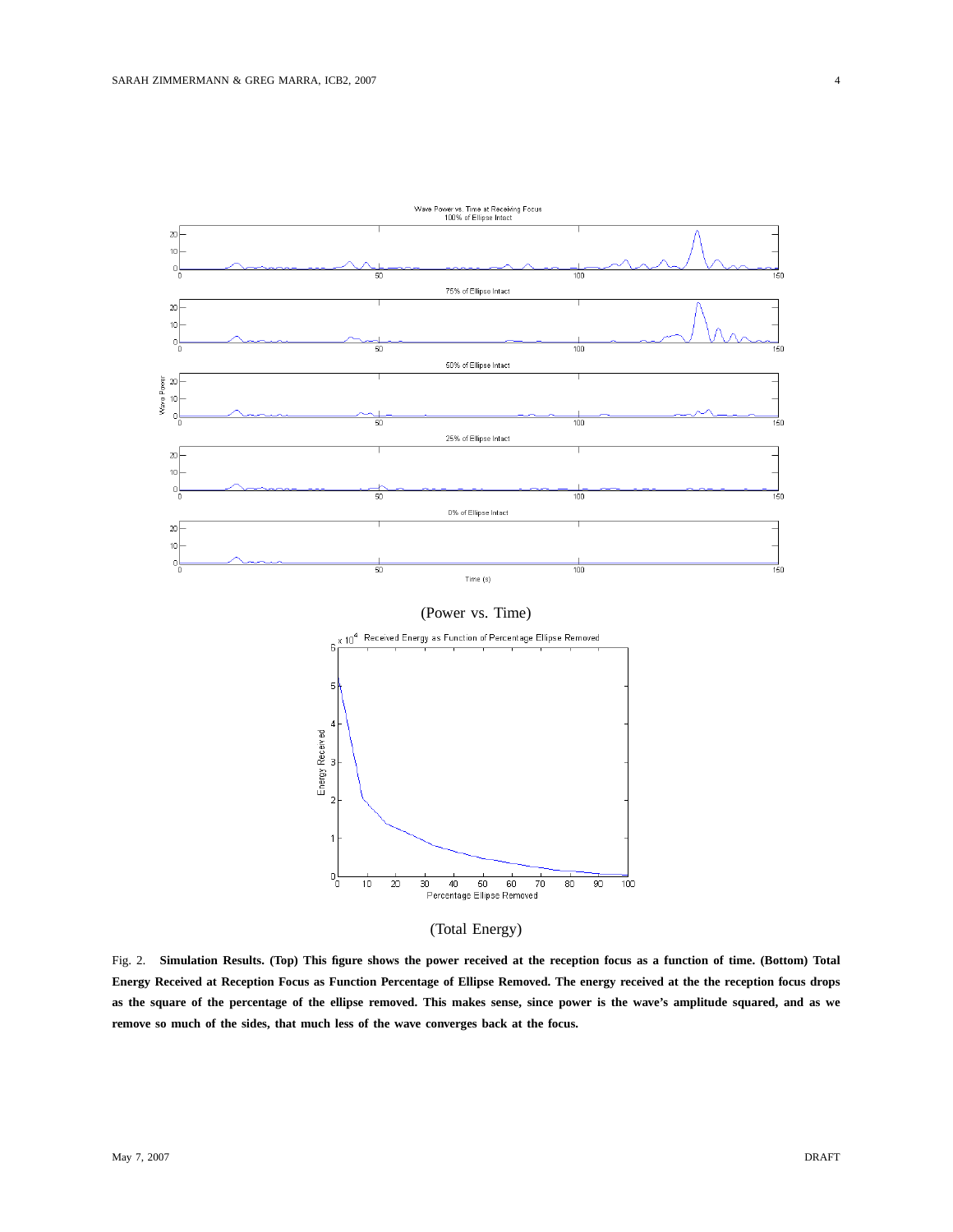(Power vs. Time)

(Total Energy)

Fig. 2. **Simulation Results. (Top) This figure shows the power received at the reception focus as a function of time. (Bottom) Total Energy Received at Reception Focus as Function Percentage of Ellipse Removed. The energy received at the the reception focus drops as the square of the percentage of the ellipse removed. This makes sense, since power is the wave's amplitude squared, and as we remove so much of the sides, that much less of the wave converges back at the focus.**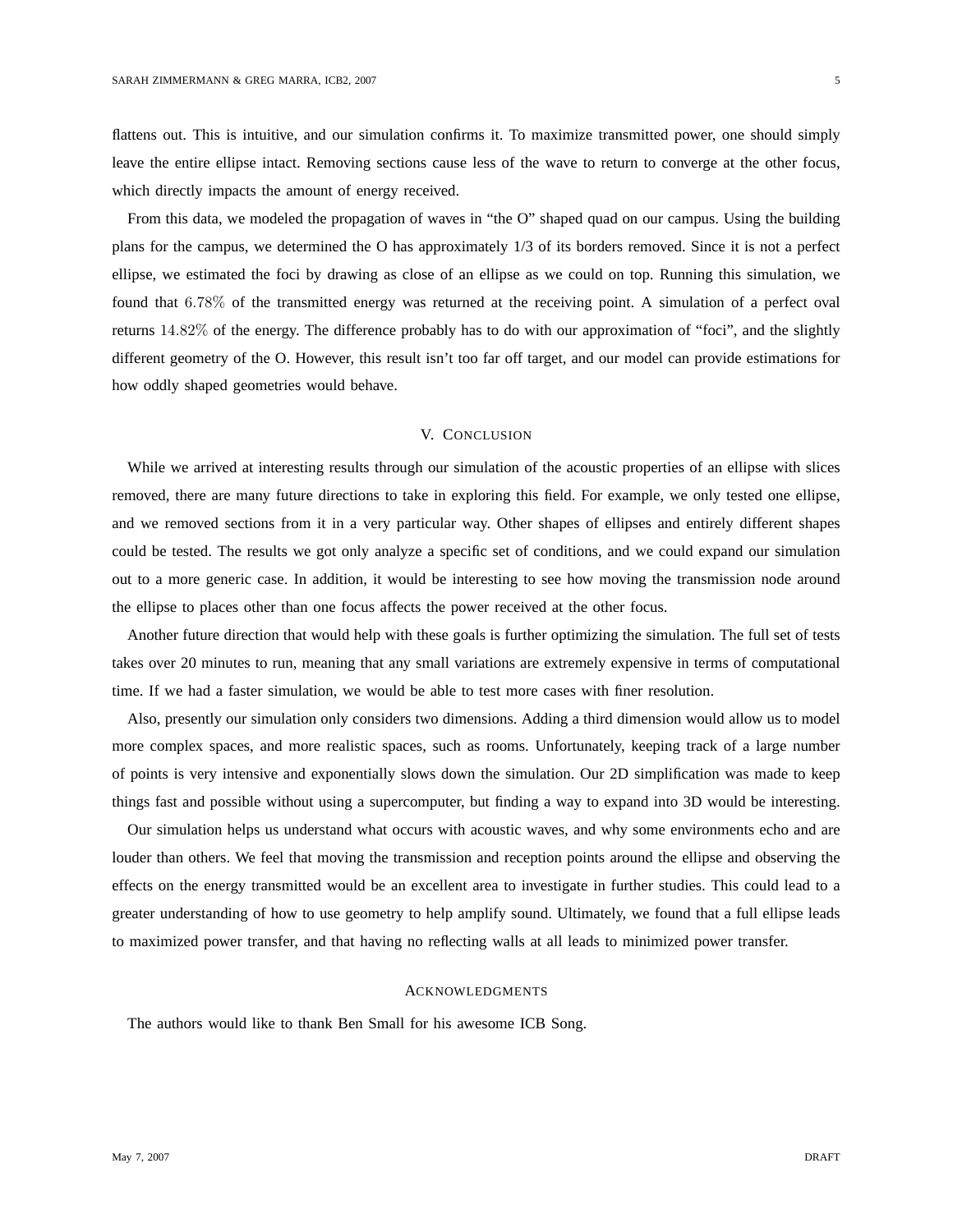flattens out. This is intuitive, and our simulation confirms it. To maximize transmitted power, one should simply leave the entire ellipse intact. Removing sections cause less of the wave to return to converge at the other focus, which directly impacts the amount of energy received.

From this data, we modeled the propagation of waves in "the O" shaped quad on our campus. Using the building plans for the campus, we determined the O has approximately 1/3 of its borders removed. Since it is not a perfect ellipse, we estimated the foci by drawing as close of an ellipse as we could on top. Running this simulation, we found that $6.78\%$ of the transmitted energy was returned at the receiving point. A simulation of a perfect oval returns $14.82\%$ of the energy. The difference probably has to do with our approximation of "foci", and the slightly different geometry of the O. However, this result isn't too far off target, and our model can provide estimations for how oddly shaped geometries would behave.

## V. Conclusion

While we arrived at interesting results through our simulation of the acoustic properties of an ellipse with slices removed, there are many future directions to take in exploring this field. For example, we only tested one ellipse, and we removed sections from it in a very particular way. Other shapes of ellipses and entirely different shapes could be tested. The results we got only analyze a specific set of conditions, and we could expand our simulation out to a more generic case. In addition, it would be interesting to see how moving the transmission node around the ellipse to places other than one focus affects the power received at the other focus.

Another future direction that would help with these goals is further optimizing the simulation. The full set of tests takes over 20 minutes to run, meaning that any small variations are extremely expensive in terms of computational time. If we had a faster simulation, we would be able to test more cases with finer resolution.

Also, presently our simulation only considers two dimensions. Adding a third dimension would allow us to model more complex spaces, and more realistic spaces, such as rooms. Unfortunately, keeping track of a large number of points is very intensive and exponentially slows down the simulation. Our 2D simplification was made to keep things fast and possible without using a supercomputer, but finding a way to expand into 3D would be interesting.

Our simulation helps us understand what occurs with acoustic waves, and why some environments echo and are louder than others. We feel that moving the transmission and reception points around the ellipse and observing the effects on the energy transmitted would be an excellent area to investigate in further studies. This could lead to a greater understanding of how to use geometry to help amplify sound. Ultimately, we found that a full ellipse leads to maximized power transfer, and that having no reflecting walls at all leads to minimized power transfer.

## Acknowledgments

The authors would like to thank Ben Small for his awesome ICB Song.